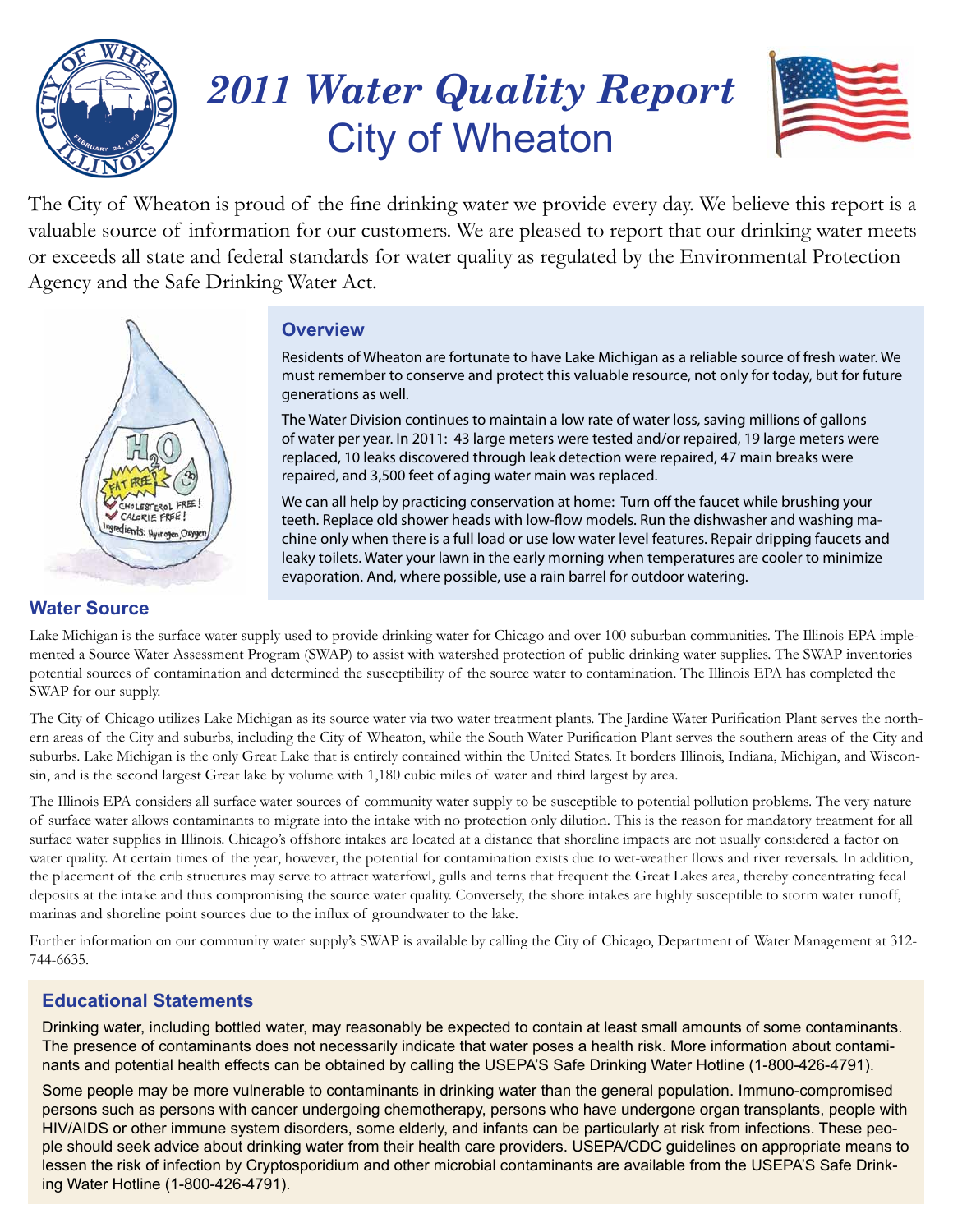# 2011 Water Quality Report
## City of Wheaton

The City of Wheaton is proud of the fine drinking water we provide every day. We believe this report is a valuable source of information for our customers. We are pleased to report that our drinking water meets or exceeds all state and federal standards for water quality as regulated by the Environmental Protection Agency and the Safe Drinking Water Act.

### Overview

Residents of Wheaton are fortunate to have Lake Michigan as a reliable source of fresh water. We must remember to conserve and protect this valuable resource, not only for today, but for future generations as well.

The Water Division continues to maintain a low rate of water loss, saving millions of gallons of water per year. In 2011: 43 large meters were tested and/or repaired, 19 large meters were replaced, 10 leaks discovered through leak detection were repaired, 47 main breaks were repaired, and 3,500 feet of aging water main was replaced.

We can all help by practicing conservation at home: Turn off the faucet while brushing your teeth. Replace old shower heads with low-flow models. Run the dishwasher and washing machine only when there is a full load or use low water level features. Repair dripping faucets and leaky toilets. Water your lawn in the early morning when temperatures are cooler to minimize evaporation. And, where possible, use a rain barrel for outdoor watering.

### Water Source

Lake Michigan is the surface water supply used to provide drinking water for Chicago and over 100 suburban communities. The Illinois EPA implemented a Source Water Assessment Program (SWAP) to assist with watershed protection of public drinking water supplies. The SWAP inventories potential sources of contamination and determined the susceptibility of the source water to contamination. The Illinois EPA has completed the SWAP for our supply.

The City of Chicago utilizes Lake Michigan as its source water via two water treatment plants. The Jardine Water Purification Plant serves the northern areas of the City and suburbs, including the City of Wheaton, while the South Water Purification Plant serves the southern areas of the City and suburbs. Lake Michigan is the only Great Lake that is entirely contained within the United States. It borders Illinois, Indiana, Michigan, and Wisconsin, and is the second largest Great lake by volume with 1,180 cubic miles of water and third largest by area.

The Illinois EPA considers all surface water sources of community water supply to be susceptible to potential pollution problems. The very nature of surface water allows contaminants to migrate into the intake with no protection only dilution. This is the reason for mandatory treatment for all surface water supplies in Illinois. Chicago's offshore intakes are located at a distance that shoreline impacts are not usually considered a factor on water quality. At certain times of the year, however, the potential for contamination exists due to wet-weather flows and river reversals. In addition, the placement of the crib structures may serve to attract waterfowl, gulls and terns that frequent the Great Lakes area, thereby concentrating fecal deposits at the intake and thus compromising the source water quality. Conversely, the shore intakes are highly susceptible to storm water runoff, marinas and shoreline point sources due to the influx of groundwater to the lake.

Further information on our community water supply's SWAP is available by calling the City of Chicago, Department of Water Management at 312-744-6635.

### Educational Statements

Drinking water, including bottled water, may reasonably be expected to contain at least small amounts of some contaminants. The presence of contaminants does not necessarily indicate that water poses a health risk. More information about contaminants and potential health effects can be obtained by calling the USEPA'S Safe Drinking Water Hotline (1-800-426-4791).

Some people may be more vulnerable to contaminants in drinking water than the general population. Immuno-compromised persons such as persons with cancer undergoing chemotherapy, persons who have undergone organ transplants, people with HIV/AIDS or other immune system disorders, some elderly, and infants can be particularly at risk from infections. These people should seek advice about drinking water from their health care providers. USEPA/CDC guidelines on appropriate means to lessen the risk of infection by Cryptosporidium and other microbial contaminants are available from the USEPA'S Safe Drinking Water Hotline (1-800-426-4791).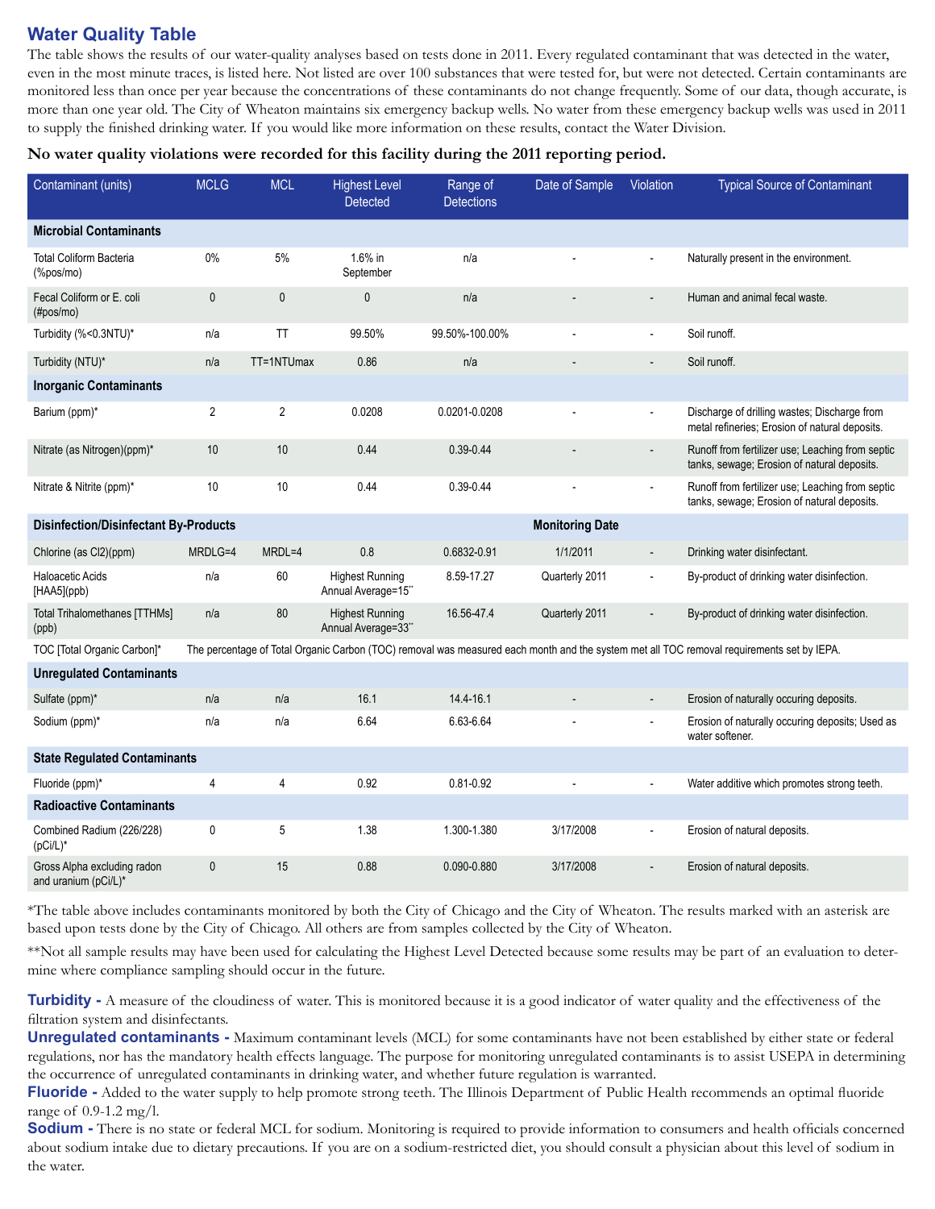## Water Quality Table

The table shows the results of our water-quality analyses based on tests done in 2011. Every regulated contaminant that was detected in the water, even in the most minute traces, is listed here. Not listed are over 100 substances that were tested for, but were not detected. Certain contaminants are monitored less than once per year because the concentrations of these contaminants do not change frequently. Some of our data, though accurate, is more than one year old. The City of Wheaton maintains six emergency backup wells. No water from these emergency backup wells was used in 2011 to supply the finished drinking water. If you would like more information on these results, contact the Water Division.

**No water quality violations were recorded for this facility during the 2011 reporting period.**

| Contaminant (units) | MCLG | MCL | Highest Level Detected | Range of Detections | Date of Sample | Violation | Typical Source of Contaminant |
|---|---|---|---|---|---|---|---|
| **Microbial Contaminants** | | | | | | | |
| Total Coliform Bacteria (%pos/mo) | 0% | 5% | 1.6% in September | n/a | - | - | Naturally present in the environment. |
| Fecal Coliform or E. coli (#pos/mo) | 0 | 0 | 0 | n/a | - | - | Human and animal fecal waste. |
| Turbidity (%<0.3NTU)* | n/a | TT | 99.50% | 99.50%-100.00% | - | - | Soil runoff. |
| Turbidity (NTU)* | n/a | TT=1NTUmax | 0.86 | n/a | - | - | Soil runoff. |
| **Inorganic Contaminants** | | | | | | | |
| Barium (ppm)* | 2 | 2 | 0.0208 | 0.0201-0.0208 | - | - | Discharge of drilling wastes; Discharge from metal refineries; Erosion of natural deposits. |
| Nitrate (as Nitrogen)(ppm)* | 10 | 10 | 0.44 | 0.39-0.44 | - | - | Runoff from fertilizer use; Leaching from septic tanks, sewage; Erosion of natural deposits. |
| Nitrate & Nitrite (ppm)* | 10 | 10 | 0.44 | 0.39-0.44 | - | - | Runoff from fertilizer use; Leaching from septic tanks, sewage; Erosion of natural deposits. |
| **Disinfection/Disinfectant By-Products** | | | | | **Monitoring Date** | | |
| Chlorine (as Cl2)(ppm) | MRDLG=4 | MRDL=4 | 0.8 | 0.6832-0.91 | 1/1/2011 | - | Drinking water disinfectant. |
| Haloacetic Acids [HAA5](ppb) | n/a | 60 | Highest Running Annual Average=15** | 8.59-17.27 | Quarterly 2011 | - | By-product of drinking water disinfection. |
| Total Trihalomethanes [TTHMs] (ppb) | n/a | 80 | Highest Running Annual Average=33** | 16.56-47.4 | Quarterly 2011 | - | By-product of drinking water disinfection. |
| TOC [Total Organic Carbon]* | The percentage of Total Organic Carbon (TOC) removal was measured each month and the system met all TOC removal requirements set by IEPA. | | | | | | |
| **Unregulated Contaminants** | | | | | | | |
| Sulfate (ppm)* | n/a | n/a | 16.1 | 14.4-16.1 | - | - | Erosion of naturally occuring deposits. |
| Sodium (ppm)* | n/a | n/a | 6.64 | 6.63-6.64 | - | - | Erosion of naturally occuring deposits; Used as water softener. |
| **State Regulated Contaminants** | | | | | | | |
| Fluoride (ppm)* | 4 | 4 | 0.92 | 0.81-0.92 | - | - | Water additive which promotes strong teeth. |
| **Radioactive Contaminants** | | | | | | | |
| Combined Radium (226/228) (pCi/L)* | 0 | 5 | 1.38 | 1.300-1.380 | 3/17/2008 | - | Erosion of natural deposits. |
| Gross Alpha excluding radon and uranium (pCi/L)* | 0 | 15 | 0.88 | 0.090-0.880 | 3/17/2008 | - | Erosion of natural deposits. |

*The table above includes contaminants monitored by both the City of Chicago and the City of Wheaton. The results marked with an asterisk are based upon tests done by the City of Chicago. All others are from samples collected by the City of Wheaton.

**Not all sample results may have been used for calculating the Highest Level Detected because some results may be part of an evaluation to determine where compliance sampling should occur in the future.

**Turbidity -** A measure of the cloudiness of water. This is monitored because it is a good indicator of water quality and the effectiveness of the filtration system and disinfectants.

**Unregulated contaminants -** Maximum contaminant levels (MCL) for some contaminants have not been established by either state or federal regulations, nor has the mandatory health effects language. The purpose for monitoring unregulated contaminants is to assist USEPA in determining the occurrence of unregulated contaminants in drinking water, and whether future regulation is warranted.

**Fluoride -** Added to the water supply to help promote strong teeth. The Illinois Department of Public Health recommends an optimal fluoride range of 0.9-1.2 mg/l.

**Sodium -** There is no state or federal MCL for sodium. Monitoring is required to provide information to consumers and health officials concerned about sodium intake due to dietary precautions. If you are on a sodium-restricted diet, you should consult a physician about this level of sodium in the water.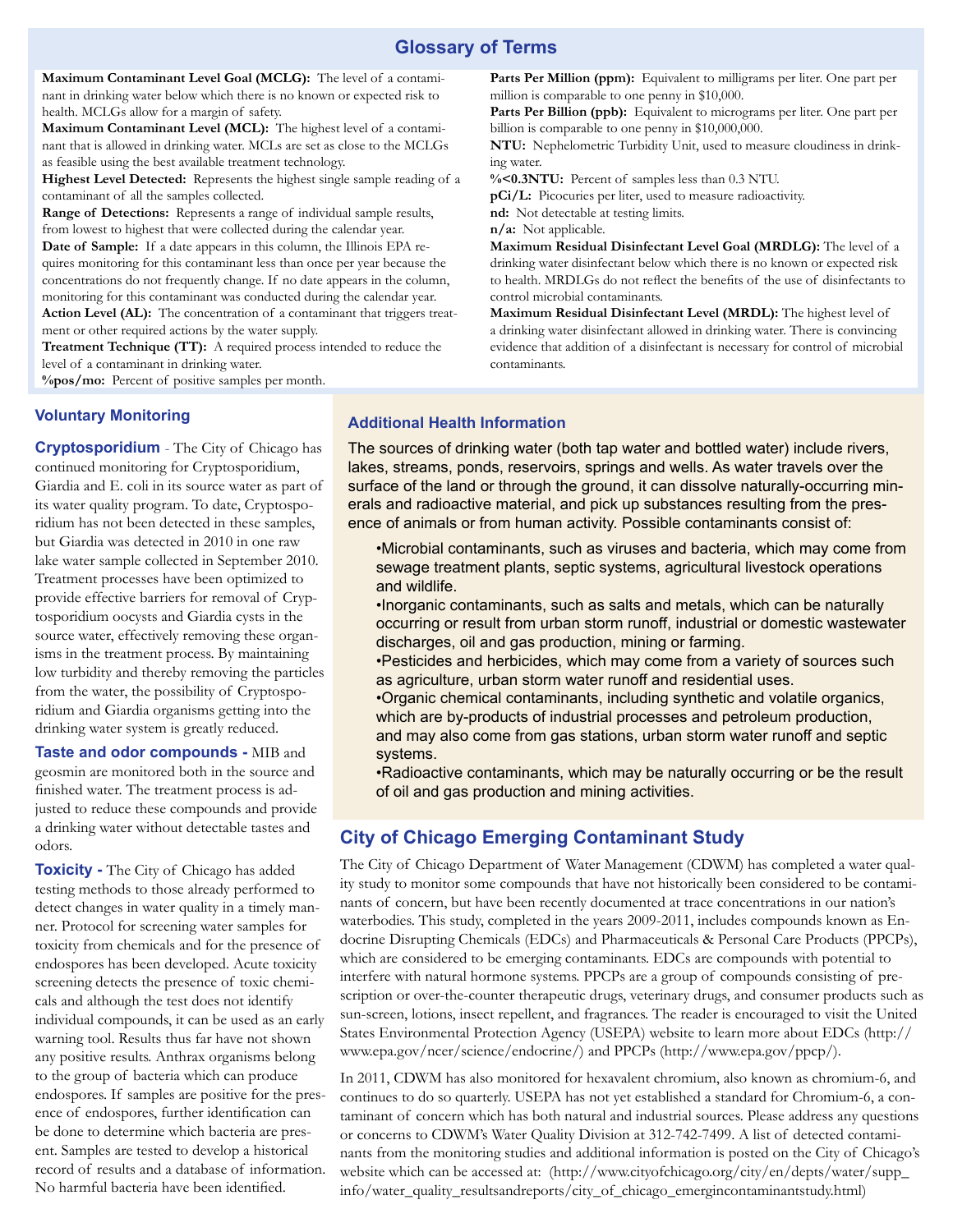## Glossary of Terms

**Maximum Contaminant Level Goal (MCLG):** The level of a contaminant in drinking water below which there is no known or expected risk to health. MCLGs allow for a margin of safety.

**Maximum Contaminant Level (MCL):** The highest level of a contaminant that is allowed in drinking water. MCLs are set as close to the MCLGs as feasible using the best available treatment technology.

**Highest Level Detected:** Represents the highest single sample reading of a contaminant of all the samples collected.

**Range of Detections:** Represents a range of individual sample results, from lowest to highest that were collected during the calendar year.

**Date of Sample:** If a date appears in this column, the Illinois EPA requires monitoring for this contaminant less than once per year because the concentrations do not frequently change. If no date appears in the column, monitoring for this contaminant was conducted during the calendar year.

**Action Level (AL):** The concentration of a contaminant that triggers treatment or other required actions by the water supply.

**Treatment Technique (TT):** A required process intended to reduce the level of a contaminant in drinking water.

**%pos/mo:** Percent of positive samples per month.

**Parts Per Million (ppm):** Equivalent to milligrams per liter. One part per million is comparable to one penny in $10,000.

**Parts Per Billion (ppb):** Equivalent to micrograms per liter. One part per billion is comparable to one penny in $10,000,000.

**NTU:** Nephelometric Turbidity Unit, used to measure cloudiness in drinking water.

**%<0.3NTU:** Percent of samples less than 0.3 NTU.

**pCi/L:** Picocuries per liter, used to measure radioactivity.

**nd:** Not detectable at testing limits.

**n/a:** Not applicable.

**Maximum Residual Disinfectant Level Goal (MRDLG):** The level of a drinking water disinfectant below which there is no known or expected risk to health. MRDLGs do not reflect the benefits of the use of disinfectants to control microbial contaminants.

**Maximum Residual Disinfectant Level (MRDL):** The highest level of a drinking water disinfectant allowed in drinking water. There is convincing evidence that addition of a disinfectant is necessary for control of microbial contaminants.

## Voluntary Monitoring

**Cryptosporidium** - The City of Chicago has continued monitoring for Cryptosporidium, Giardia and E. coli in its source water as part of its water quality program. To date, Cryptosporidium has not been detected in these samples, but Giardia was detected in 2010 in one raw lake water sample collected in September 2010. Treatment processes have been optimized to provide effective barriers for removal of Cryptosporidium oocysts and Giardia cysts in the source water, effectively removing these organisms in the treatment process. By maintaining low turbidity and thereby removing the particles from the water, the possibility of Cryptosporidium and Giardia organisms getting into the drinking water system is greatly reduced.

**Taste and odor compounds -** MIB and geosmin are monitored both in the source and finished water. The treatment process is adjusted to reduce these compounds and provide a drinking water without detectable tastes and odors.

**Toxicity -** The City of Chicago has added testing methods to those already performed to detect changes in water quality in a timely manner. Protocol for screening water samples for toxicity from chemicals and for the presence of endospores has been developed. Acute toxicity screening detects the presence of toxic chemicals and although the test does not identify individual compounds, it can be used as an early warning tool. Results thus far have not shown any positive results. Anthrax organisms belong to the group of bacteria which can produce endospores. If samples are positive for the presence of endospores, further identification can be done to determine which bacteria are present. Samples are tested to develop a historical record of results and a database of information. No harmful bacteria have been identified.

## Additional Health Information

The sources of drinking water (both tap water and bottled water) include rivers, lakes, streams, ponds, reservoirs, springs and wells. As water travels over the surface of the land or through the ground, it can dissolve naturally-occurring minerals and radioactive material, and pick up substances resulting from the presence of animals or from human activity. Possible contaminants consist of:

- Microbial contaminants, such as viruses and bacteria, which may come from sewage treatment plants, septic systems, agricultural livestock operations and wildlife.
- Inorganic contaminants, such as salts and metals, which can be naturally occurring or result from urban storm runoff, industrial or domestic wastewater discharges, oil and gas production, mining or farming.
- Pesticides and herbicides, which may come from a variety of sources such as agriculture, urban storm water runoff and residential uses.
- Organic chemical contaminants, including synthetic and volatile organics, which are by-products of industrial processes and petroleum production, and may also come from gas stations, urban storm water runoff and septic systems.
- Radioactive contaminants, which may be naturally occurring or be the result of oil and gas production and mining activities.

## City of Chicago Emerging Contaminant Study

The City of Chicago Department of Water Management (CDWM) has completed a water quality study to monitor some compounds that have not historically been considered to be contaminants of concern, but have been recently documented at trace concentrations in our nation's waterbodies. This study, completed in the years 2009-2011, includes compounds known as Endocrine Disrupting Chemicals (EDCs) and Pharmaceuticals & Personal Care Products (PPCPs), which are considered to be emerging contaminants. EDCs are compounds with potential to interfere with natural hormone systems. PPCPs are a group of compounds consisting of prescription or over-the-counter therapeutic drugs, veterinary drugs, and consumer products such as sun-screen, lotions, insect repellent, and fragrances. The reader is encouraged to visit the United States Environmental Protection Agency (USEPA) website to learn more about EDCs (http://www.epa.gov/ncer/science/endocrine/) and PPCPs (http://www.epa.gov/ppcp/).

In 2011, CDWM has also monitored for hexavalent chromium, also known as chromium-6, and continues to do so quarterly. USEPA has not yet established a standard for Chromium-6, a contaminant of concern which has both natural and industrial sources. Please address any questions or concerns to CDWM's Water Quality Division at 312-742-7499. A list of detected contaminants from the monitoring studies and additional information is posted on the City of Chicago's website which can be accessed at: (http://www.cityofchicago.org/city/en/depts/water/supp_info/water_quality_resultsandreports/city_of_chicago_emergincontaminantstudy.html)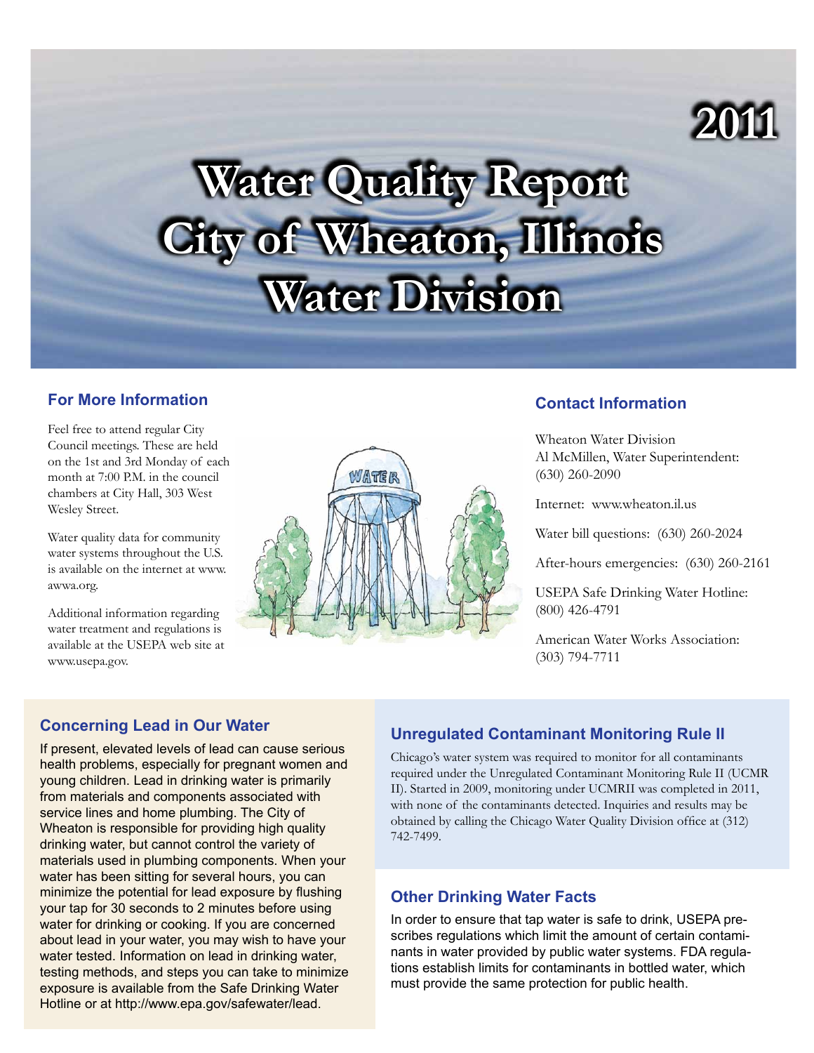# 2011

# Water Quality Report City of Wheaton, Illinois Water Division

## For More Information

Feel free to attend regular City Council meetings. These are held on the 1st and 3rd Monday of each month at 7:00 P.M. in the council chambers at City Hall, 303 West Wesley Street.

Water quality data for community water systems throughout the U.S. is available on the internet at www.awwa.org.

Additional information regarding water treatment and regulations is available at the USEPA web site at www.usepa.gov.

## Contact Information

Wheaton Water Division
Al McMillen, Water Superintendent:
(630) 260-2090

Internet: www.wheaton.il.us

Water bill questions: (630) 260-2024

After-hours emergencies: (630) 260-2161

USEPA Safe Drinking Water Hotline:
(800) 426-4791

American Water Works Association:
(303) 794-7711

## Concerning Lead in Our Water

If present, elevated levels of lead can cause serious health problems, especially for pregnant women and young children. Lead in drinking water is primarily from materials and components associated with service lines and home plumbing. The City of Wheaton is responsible for providing high quality drinking water, but cannot control the variety of materials used in plumbing components. When your water has been sitting for several hours, you can minimize the potential for lead exposure by flushing your tap for 30 seconds to 2 minutes before using water for drinking or cooking. If you are concerned about lead in your water, you may wish to have your water tested. Information on lead in drinking water, testing methods, and steps you can take to minimize exposure is available from the Safe Drinking Water Hotline or at http://www.epa.gov/safewater/lead.

## Unregulated Contaminant Monitoring Rule II

Chicago's water system was required to monitor for all contaminants required under the Unregulated Contaminant Monitoring Rule II (UCMR II). Started in 2009, monitoring under UCMRII was completed in 2011, with none of the contaminants detected. Inquiries and results may be obtained by calling the Chicago Water Quality Division office at (312) 742-7499.

## Other Drinking Water Facts

In order to ensure that tap water is safe to drink, USEPA prescribes regulations which limit the amount of certain contaminants in water provided by public water systems. FDA regulations establish limits for contaminants in bottled water, which must provide the same protection for public health.